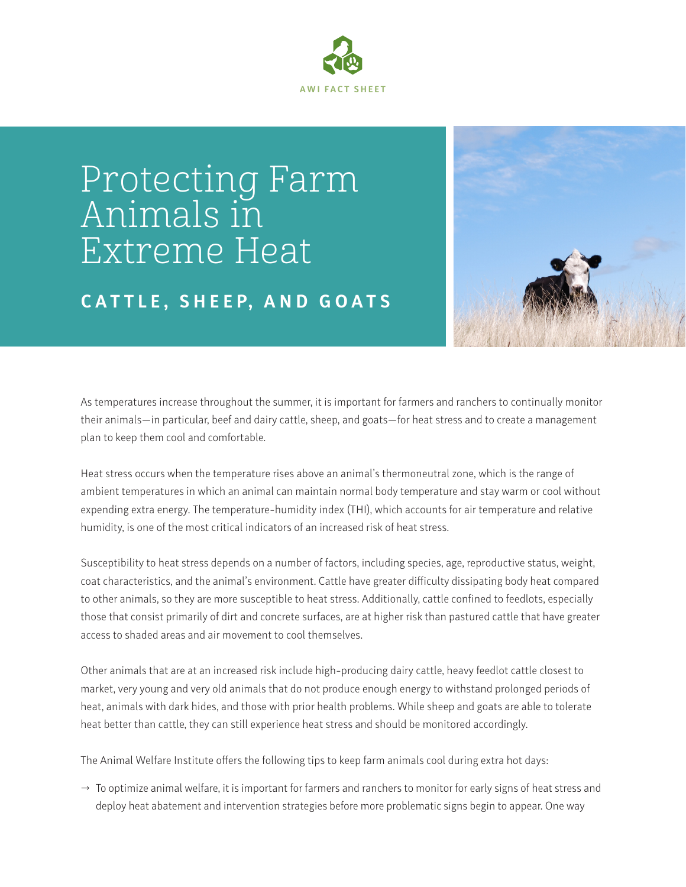AWI FACT SHEET

# Protecting Farm Animals in Extreme Heat

## CATTLE, SHEEP, AND GOATS

As temperatures increase throughout the summer, it is important for farmers and ranchers to continually monitor their animals—in particular, beef and dairy cattle, sheep, and goats—for heat stress and to create a management plan to keep them cool and comfortable.

Heat stress occurs when the temperature rises above an animal's thermoneutral zone, which is the range of ambient temperatures in which an animal can maintain normal body temperature and stay warm or cool without expending extra energy. The temperature-humidity index (THI), which accounts for air temperature and relative humidity, is one of the most critical indicators of an increased risk of heat stress.

Susceptibility to heat stress depends on a number of factors, including species, age, reproductive status, weight, coat characteristics, and the animal's environment. Cattle have greater difficulty dissipating body heat compared to other animals, so they are more susceptible to heat stress. Additionally, cattle confined to feedlots, especially those that consist primarily of dirt and concrete surfaces, are at higher risk than pastured cattle that have greater access to shaded areas and air movement to cool themselves.

Other animals that are at an increased risk include high-producing dairy cattle, heavy feedlot cattle closest to market, very young and very old animals that do not produce enough energy to withstand prolonged periods of heat, animals with dark hides, and those with prior health problems. While sheep and goats are able to tolerate heat better than cattle, they can still experience heat stress and should be monitored accordingly.

The Animal Welfare Institute offers the following tips to keep farm animals cool during extra hot days:

- → To optimize animal welfare, it is important for farmers and ranchers to monitor for early signs of heat stress and deploy heat abatement and intervention strategies before more problematic signs begin to appear. One way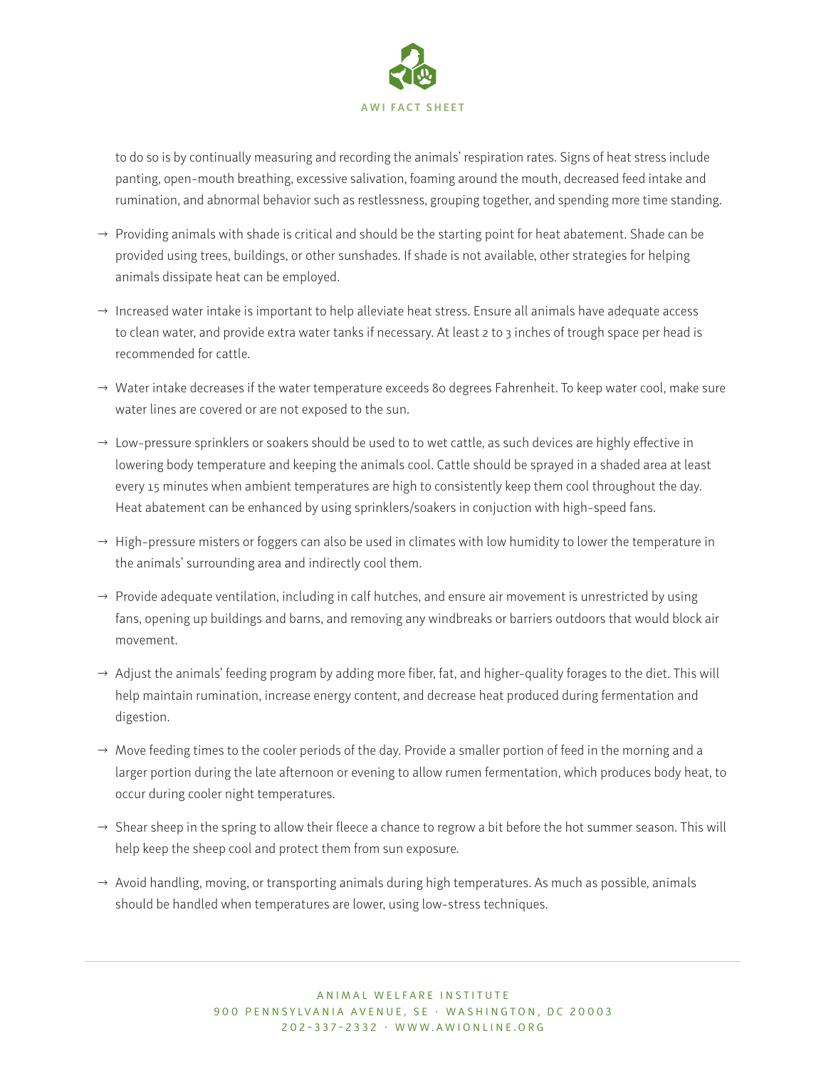to do so is by continually measuring and recording the animals' respiration rates. Signs of heat stress include panting, open-mouth breathing, excessive salivation, foaming around the mouth, decreased feed intake and rumination, and abnormal behavior such as restlessness, grouping together, and spending more time standing.

- Providing animals with shade is critical and should be the starting point for heat abatement. Shade can be provided using trees, buildings, or other sunshades. If shade is not available, other strategies for helping animals dissipate heat can be employed.
- Increased water intake is important to help alleviate heat stress. Ensure all animals have adequate access to clean water, and provide extra water tanks if necessary. At least 2 to 3 inches of trough space per head is recommended for cattle.
- Water intake decreases if the water temperature exceeds 80 degrees Fahrenheit. To keep water cool, make sure water lines are covered or are not exposed to the sun.
- Low-pressure sprinklers or soakers should be used to to wet cattle, as such devices are highly effective in lowering body temperature and keeping the animals cool. Cattle should be sprayed in a shaded area at least every 15 minutes when ambient temperatures are high to consistently keep them cool throughout the day. Heat abatement can be enhanced by using sprinklers/soakers in conjuction with high-speed fans.
- High-pressure misters or foggers can also be used in climates with low humidity to lower the temperature in the animals' surrounding area and indirectly cool them.
- Provide adequate ventilation, including in calf hutches, and ensure air movement is unrestricted by using fans, opening up buildings and barns, and removing any windbreaks or barriers outdoors that would block air movement.
- Adjust the animals' feeding program by adding more fiber, fat, and higher-quality forages to the diet. This will help maintain rumination, increase energy content, and decrease heat produced during fermentation and digestion.
- Move feeding times to the cooler periods of the day. Provide a smaller portion of feed in the morning and a larger portion during the late afternoon or evening to allow rumen fermentation, which produces body heat, to occur during cooler night temperatures.
- Shear sheep in the spring to allow their fleece a chance to regrow a bit before the hot summer season. This will help keep the sheep cool and protect them from sun exposure.
- Avoid handling, moving, or transporting animals during high temperatures. As much as possible, animals should be handled when temperatures are lower, using low-stress techniques.